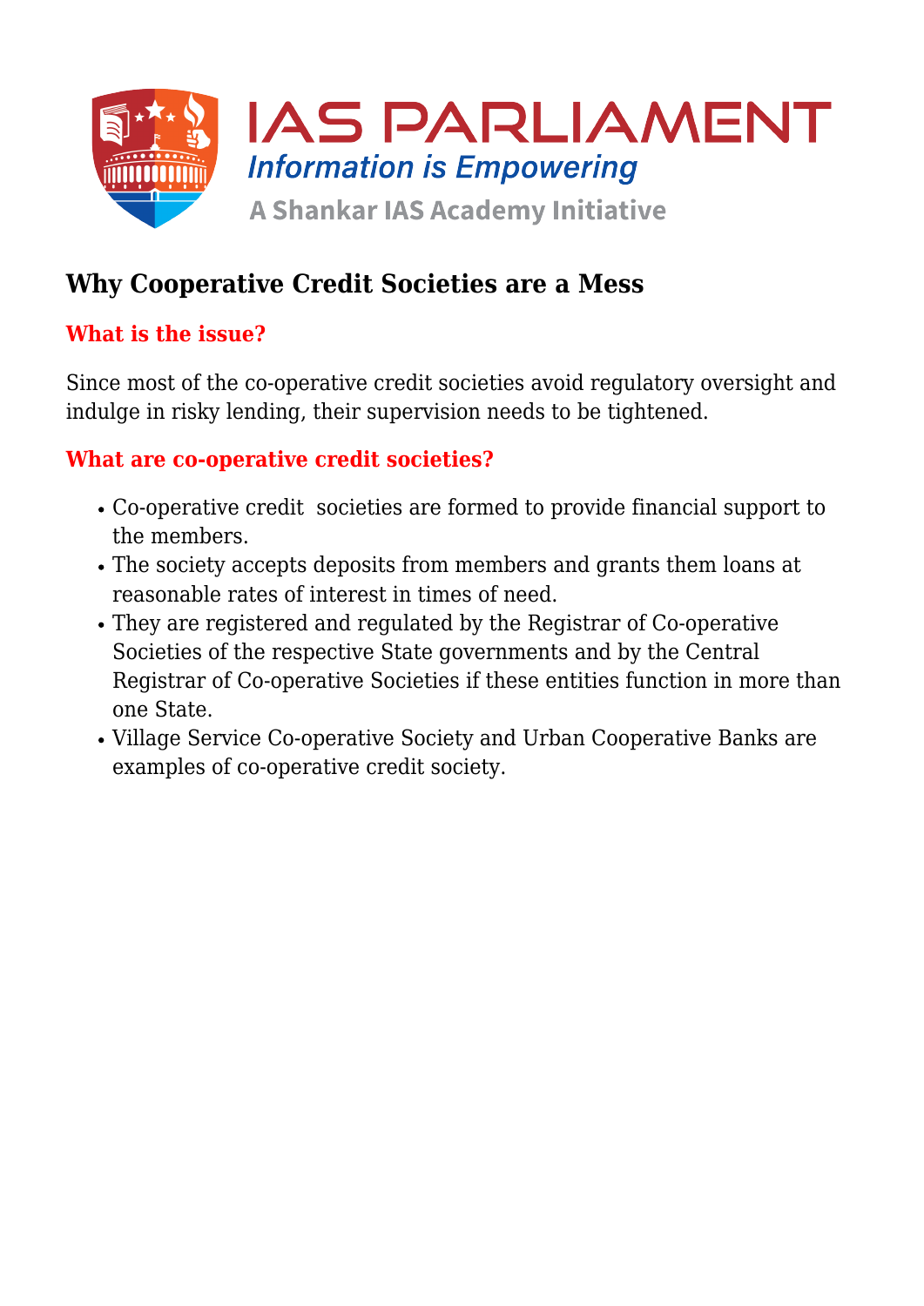# Why Cooperative Credit Societies are a Mess

## What is the issue?

Since most of the co-operative credit societies avoid regulatory oversight and indulge in risky lending, their supervision needs to be tightened.

## What are co-operative credit societies?

- Co-operative credit societies are formed to provide financial support to the members.
- The society accepts deposits from members and grants them loans at reasonable rates of interest in times of need.
- They are registered and regulated by the Registrar of Co-operative Societies of the respective State governments and by the Central Registrar of Co-operative Societies if these entities function in more than one State.
- Village Service Co-operative Society and Urban Cooperative Banks are examples of co-operative credit society.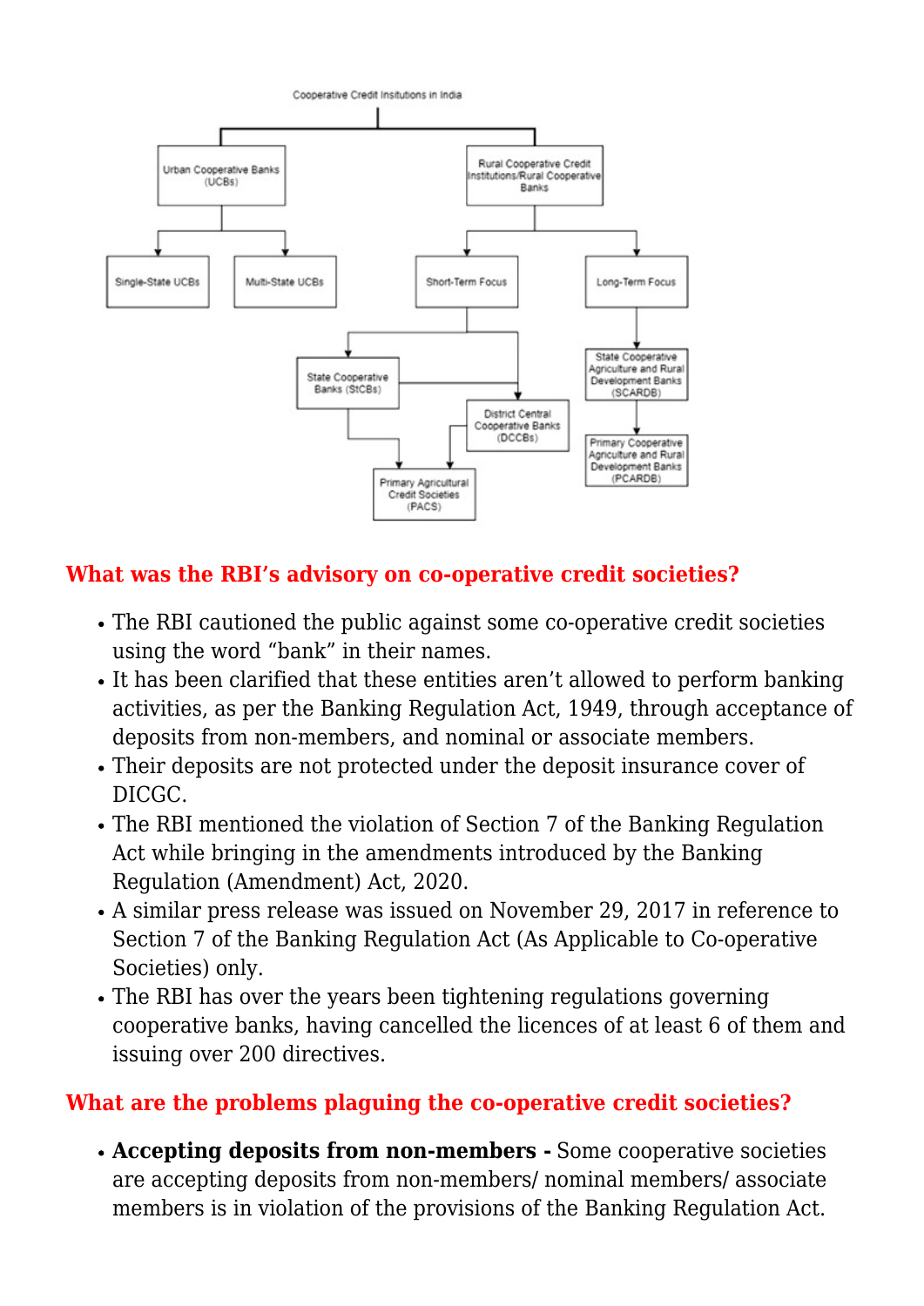Cooperative Credit Insitutions in India

- Urban Cooperative Banks (UCBs)
  - Single-State UCBs
  - Multi-State UCBs
- Rural Cooperative Credit Institutions/Rural Cooperative Banks
  - Short-Term Focus
    - State Cooperative Banks (StCBs)
    - District Central Cooperative Banks (DCCBs)
    - Primary Agricultural Credit Societies (PACS)
  - Long-Term Focus
    - State Cooperative Agriculture and Rural Development Banks (SCARDB)
    - Primary Cooperative Agriculture and Rural Development Banks (PCARDB)

## What was the RBI's advisory on co-operative credit societies?

- The RBI cautioned the public against some co-operative credit societies using the word "bank" in their names.
- It has been clarified that these entities aren't allowed to perform banking activities, as per the Banking Regulation Act, 1949, through acceptance of deposits from non-members, and nominal or associate members.
- Their deposits are not protected under the deposit insurance cover of DICGC.
- The RBI mentioned the violation of Section 7 of the Banking Regulation Act while bringing in the amendments introduced by the Banking Regulation (Amendment) Act, 2020.
- A similar press release was issued on November 29, 2017 in reference to Section 7 of the Banking Regulation Act (As Applicable to Co-operative Societies) only.
- The RBI has over the years been tightening regulations governing cooperative banks, having cancelled the licences of at least 6 of them and issuing over 200 directives.

## What are the problems plaguing the co-operative credit societies?

- **Accepting deposits from non-members -** Some cooperative societies are accepting deposits from non-members/ nominal members/ associate members is in violation of the provisions of the Banking Regulation Act.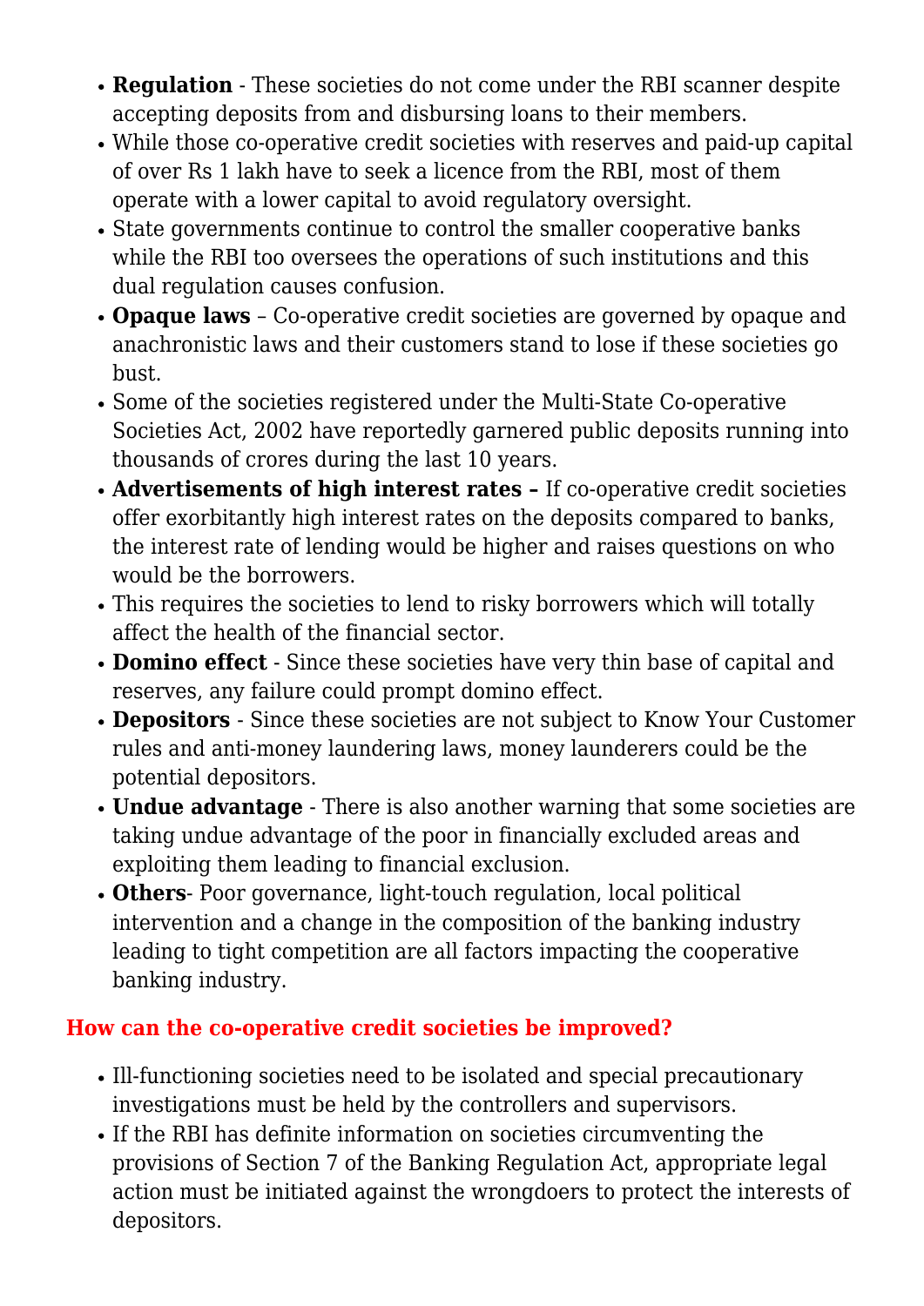- **Regulation** - These societies do not come under the RBI scanner despite accepting deposits from and disbursing loans to their members.
- While those co-operative credit societies with reserves and paid-up capital of over Rs 1 lakh have to seek a licence from the RBI, most of them operate with a lower capital to avoid regulatory oversight.
- State governments continue to control the smaller cooperative banks while the RBI too oversees the operations of such institutions and this dual regulation causes confusion.
- **Opaque laws** – Co-operative credit societies are governed by opaque and anachronistic laws and their customers stand to lose if these societies go bust.
- Some of the societies registered under the Multi-State Co-operative Societies Act, 2002 have reportedly garnered public deposits running into thousands of crores during the last 10 years.
- **Advertisements of high interest rates –** If co-operative credit societies offer exorbitantly high interest rates on the deposits compared to banks, the interest rate of lending would be higher and raises questions on who would be the borrowers.
- This requires the societies to lend to risky borrowers which will totally affect the health of the financial sector.
- **Domino effect** - Since these societies have very thin base of capital and reserves, any failure could prompt domino effect.
- **Depositors** - Since these societies are not subject to Know Your Customer rules and anti-money laundering laws, money launderers could be the potential depositors.
- **Undue advantage** - There is also another warning that some societies are taking undue advantage of the poor in financially excluded areas and exploiting them leading to financial exclusion.
- **Others**- Poor governance, light-touch regulation, local political intervention and a change in the composition of the banking industry leading to tight competition are all factors impacting the cooperative banking industry.

### How can the co-operative credit societies be improved?

- Ill-functioning societies need to be isolated and special precautionary investigations must be held by the controllers and supervisors.
- If the RBI has definite information on societies circumventing the provisions of Section 7 of the Banking Regulation Act, appropriate legal action must be initiated against the wrongdoers to protect the interests of depositors.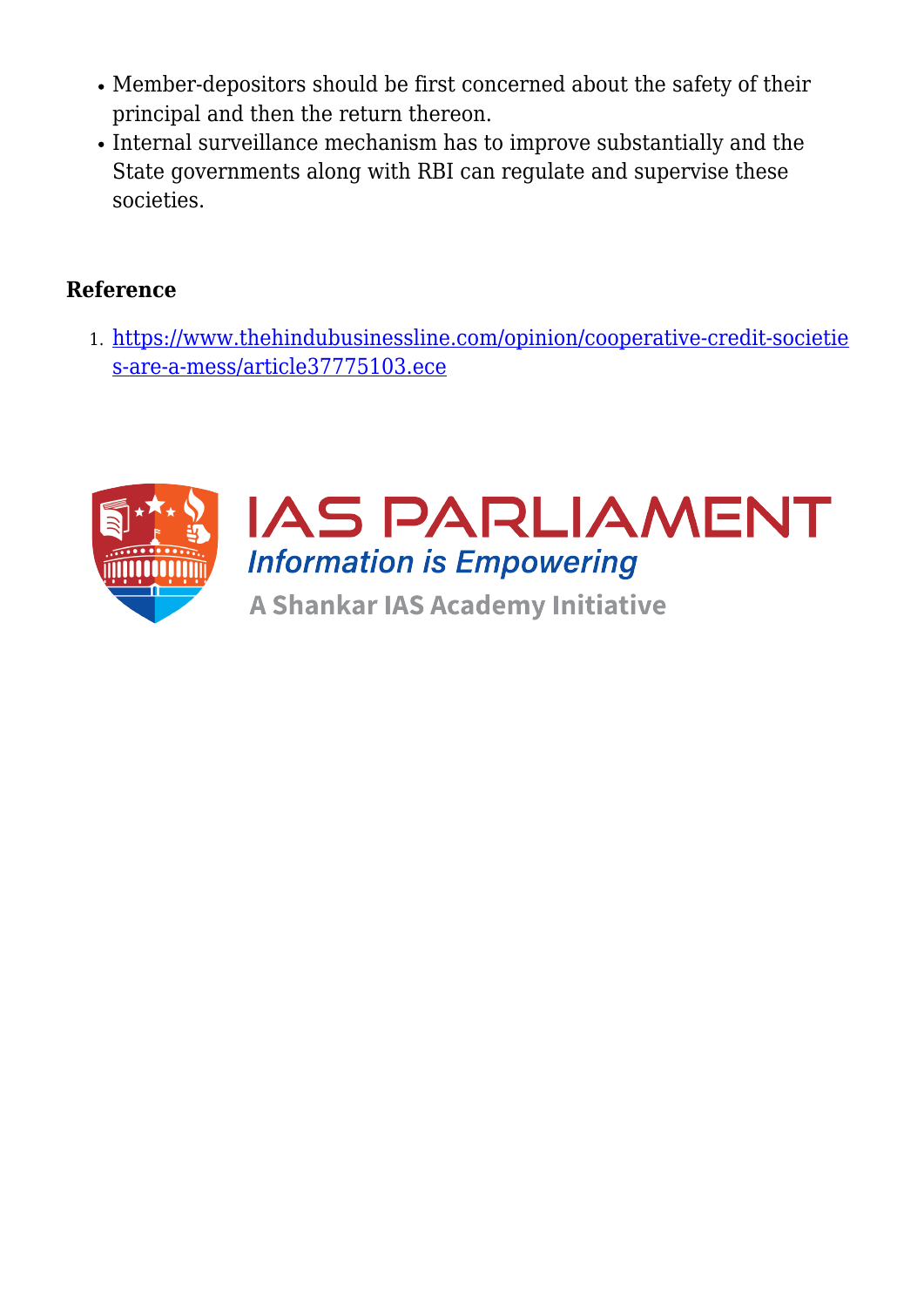- Member-depositors should be first concerned about the safety of their principal and then the return thereon.
- Internal surveillance mechanism has to improve substantially and the State governments along with RBI can regulate and supervise these societies.

**Reference**

1. https://www.thehindubusinessline.com/opinion/cooperative-credit-societies-are-a-mess/article37775103.ece